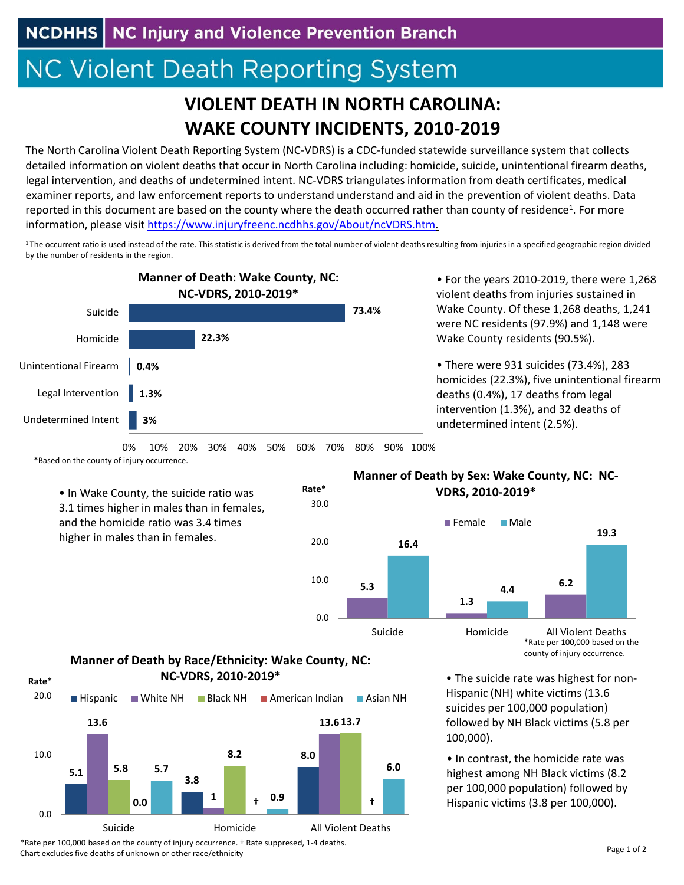NCDHHS | NC Injury and Violence Prevention Branch

# NC Violent Death Reporting System

## VIOLENT DEATH IN NORTH CAROLINA: WAKE COUNTY INCIDENTS, 2010-2019

The North Carolina Violent Death Reporting System (NC-VDRS) is a CDC-funded statewide surveillance system that collects detailed information on violent deaths that occur in North Carolina including: homicide, suicide, unintentional firearm deaths, legal intervention, and deaths of undetermined intent. NC-VDRS triangulates information from death certificates, medical examiner reports, and law enforcement reports to understand understand and aid in the prevention of violent deaths. Data reported in this document are based on the county where the death occurred rather than county of residence[1]. For more information, please visit https://www.injuryfreenc.ncdhhs.gov/About/ncVDRS.htm.

[1] The occurrent ratio is used instead of the rate. This statistic is derived from the total number of violent deaths resulting from injuries in a specified geographic region divided by the number of residents in the region.

**Manner of Death: Wake County, NC: NC-VDRS, 2010-2019***

| Manner of Death | Percent |
|---|---|
| Suicide | 73.4% |
| Homicide | 22.3% |
| Unintentional Firearm | 0.4% |
| Legal Intervention | 1.3% |
| Undetermined Intent | 3% |

*Based on the county of injury occurrence.

- For the years 2010-2019, there were 1,268 violent deaths from injuries sustained in Wake County. Of these 1,268 deaths, 1,241 were NC residents (97.9%) and 1,148 were Wake County residents (90.5%).
- There were 931 suicides (73.4%), 283 homicides (22.3%), five unintentional firearm deaths (0.4%), 17 deaths from legal intervention (1.3%), and 32 deaths of undetermined intent (2.5%).
- In Wake County, the suicide ratio was 3.1 times higher in males than in females, and the homicide ratio was 3.4 times higher in males than in females.

**Manner of Death by Sex: Wake County, NC: NC-VDRS, 2010-2019***

| Rate* | Female | Male |
|---|---|---|
| Suicide | 5.3 | 16.4 |
| Homicide | 1.3 | 4.4 |
| All Violent Deaths | 6.2 | 19.3 |

*Rate per 100,000 based on the county of injury occurrence.

**Manner of Death by Race/Ethnicity: Wake County, NC: NC-VDRS, 2010-2019***

| Rate* | Hispanic | White NH | Black NH | American Indian | Asian NH |
|---|---|---|---|---|---|
| Suicide | 5.1 | 13.6 | 5.8 | 0.0 | 5.7 |
| Homicide | 3.8 | 1 | 8.2 | † | 0.9 |
| All Violent Deaths | 8.0 | 13.6 | 13.7 | † | 6.0 |

*Rate per 100,000 based on the county of injury occurrence. † Rate suppressed, 1-4 deaths.
Chart excludes five deaths of unknown or other race/ethnicity

- The suicide rate was highest for non-Hispanic (NH) white victims (13.6 suicides per 100,000 population) followed by NH Black victims (5.8 per 100,000).
- In contrast, the homicide rate was highest among NH Black victims (8.2 per 100,000 population) followed by Hispanic victims (3.8 per 100,000).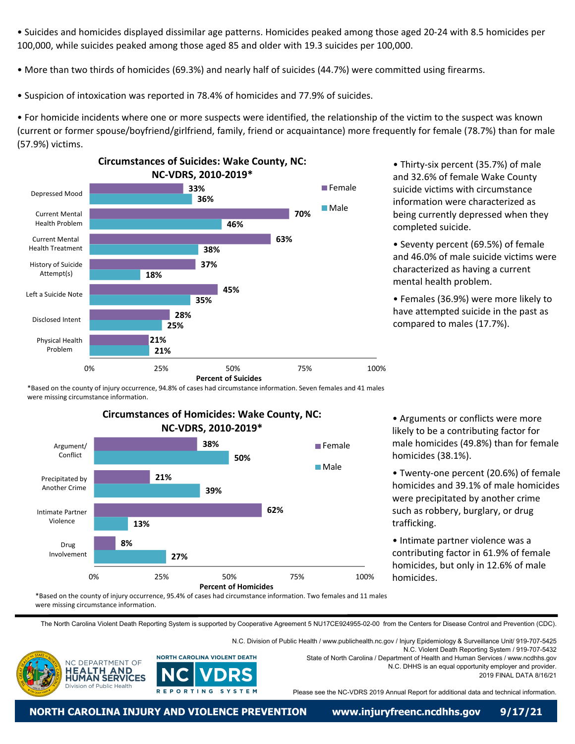- Suicides and homicides displayed dissimilar age patterns. Homicides peaked among those aged 20-24 with 8.5 homicides per 100,000, while suicides peaked among those aged 85 and older with 19.3 suicides per 100,000.

- More than two thirds of homicides (69.3%) and nearly half of suicides (44.7%) were committed using firearms.

- Suspicion of intoxication was reported in 78.4% of homicides and 77.9% of suicides.

- For homicide incidents where one or more suspects were identified, the relationship of the victim to the suspect was known (current or former spouse/boyfriend/girlfriend, family, friend or acquaintance) more frequently for female (78.7%) than for male (57.9%) victims.

**Circumstances of Suicides: Wake County, NC: NC-VDRS, 2010-2019***

Female
Male

Depressed Mood: 33%, 36%
Current Mental Health Problem: 70%, 46%
Current Mental Health Treatment: 63%, 38%
History of Suicide Attempt(s): 37%, 18%
Left a Suicide Note: 45%, 35%
Disclosed Intent: 28%, 25%
Physical Health Problem: 21%, 21%

0% 25% 50% 75% 100%
Percent of Suicides

*Based on the county of injury occurrence, 94.8% of cases had circumstance information. Seven females and 41 males were missing circumstance information.

- Thirty-six percent (35.7%) of male and 32.6% of female Wake County suicide victims with circumstance information were characterized as being currently depressed when they completed suicide.

- Seventy percent (69.5%) of female and 46.0% of male suicide victims were characterized as having a current mental health problem.

- Females (36.9%) were more likely to have attempted suicide in the past as compared to males (17.7%).

**Circumstances of Homicides: Wake County, NC: NC-VDRS, 2010-2019***

Female
Male

Argument/ Conflict: 38%, 50%
Precipitated by Another Crime: 21%, 39%
Intimate Partner Violence: 62%, 13%
Drug Involvement: 8%, 27%

0% 25% 50% 75% 100%
Percent of Homicides

*Based on the county of injury occurrence, 95.4% of cases had circumstance information. Two females and 11 males were missing circumstance information.

- Arguments or conflicts were more likely to be a contributing factor for male homicides (49.8%) than for female homicides (38.1%).

- Twenty-one percent (20.6%) of female homicides and 39.1% of male homicides were precipitated by another crime such as robbery, burglary, or drug trafficking.

- Intimate partner violence was a contributing factor in 61.9% of female homicides, but only in 12.6% of male homicides.

The North Carolina Violent Death Reporting System is supported by Cooperative Agreement 5 NU17CE924955-02-00 from the Centers for Disease Control and Prevention (CDC).

N.C. Division of Public Health / www.publichealth.nc.gov / Injury Epidemiology & Surveillance Unit/ 919-707-5425
N.C. Violent Death Reporting System / 919-707-5432
State of North Carolina / Department of Health and Human Services / www.ncdhhs.gov
N.C. DHHS is an equal opportunity employer and provider.
2019 FINAL DATA 8/16/21

NC DEPARTMENT OF HEALTH AND HUMAN SERVICES Division of Public Health

NORTH CAROLINA VIOLENT DEATH NC VDRS REPORTING SYSTEM

Please see the NC-VDRS 2019 Annual Report for additional data and technical information.

**NORTH CAROLINA INJURY AND VIOLENCE PREVENTION** **www.injuryfreenc.ncdhhs.gov** **9/17/21**